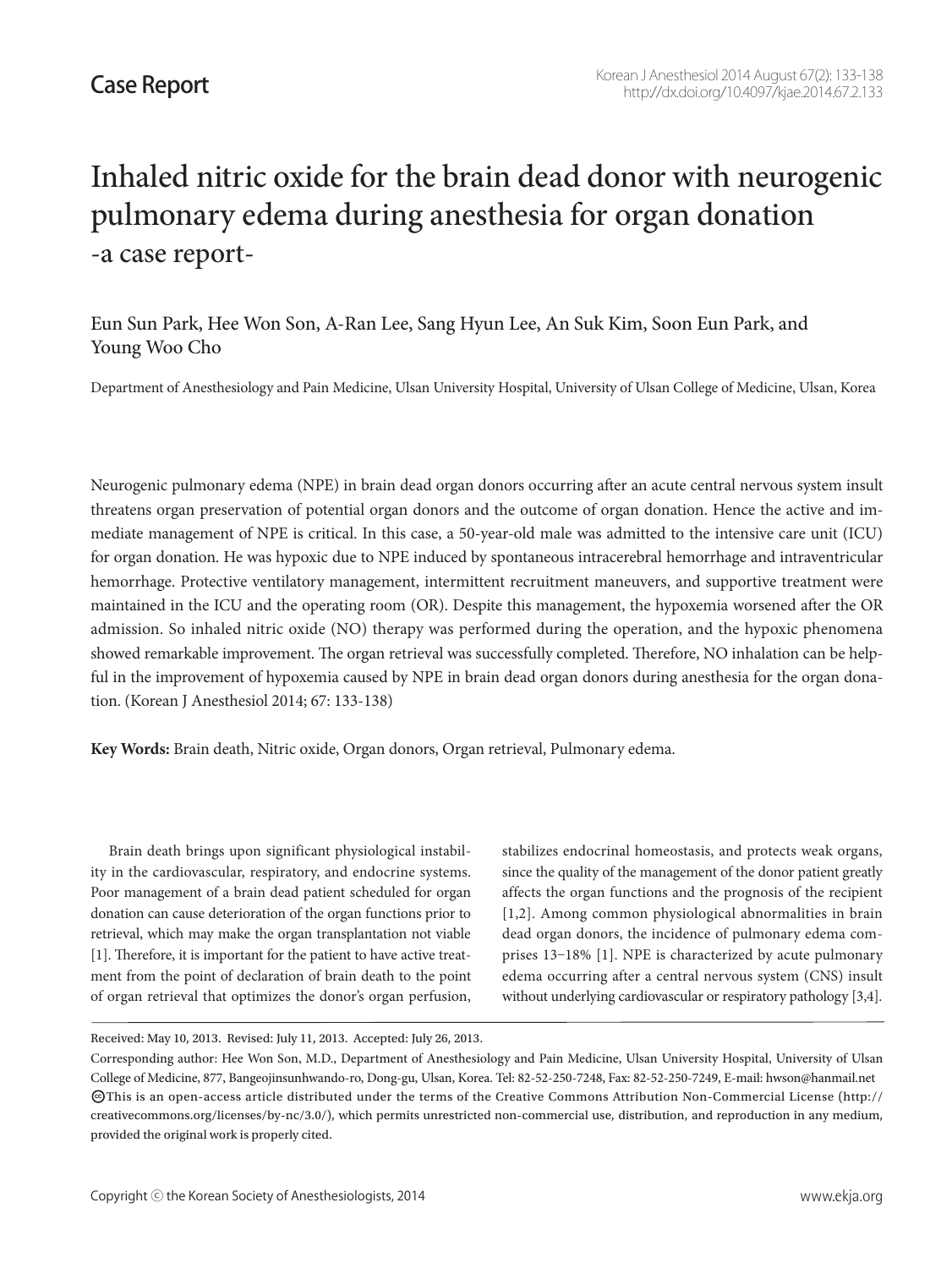Case Report

# Inhaled nitric oxide for the brain dead donor with neurogenic pulmonary edema during anesthesia for organ donation
## -a case report-

Eun Sun Park, Hee Won Son, A-Ran Lee, Sang Hyun Lee, An Suk Kim, Soon Eun Park, and Young Woo Cho

Department of Anesthesiology and Pain Medicine, Ulsan University Hospital, University of Ulsan College of Medicine, Ulsan, Korea

Neurogenic pulmonary edema (NPE) in brain dead organ donors occurring after an acute central nervous system insult threatens organ preservation of potential organ donors and the outcome of organ donation. Hence the active and immediate management of NPE is critical. In this case, a 50-year-old male was admitted to the intensive care unit (ICU) for organ donation. He was hypoxic due to NPE induced by spontaneous intracerebral hemorrhage and intraventricular hemorrhage. Protective ventilatory management, intermittent recruitment maneuvers, and supportive treatment were maintained in the ICU and the operating room (OR). Despite this management, the hypoxemia worsened after the OR admission. So inhaled nitric oxide (NO) therapy was performed during the operation, and the hypoxic phenomena showed remarkable improvement. The organ retrieval was successfully completed. Therefore, NO inhalation can be helpful in the improvement of hypoxemia caused by NPE in brain dead organ donors during anesthesia for the organ donation. (Korean J Anesthesiol 2014; 67: 133-138)

**Key Words:** Brain death, Nitric oxide, Organ donors, Organ retrieval, Pulmonary edema.

Brain death brings upon significant physiological instability in the cardiovascular, respiratory, and endocrine systems. Poor management of a brain dead patient scheduled for organ donation can cause deterioration of the organ functions prior to retrieval, which may make the organ transplantation not viable [1]. Therefore, it is important for the patient to have active treatment from the point of declaration of brain death to the point of organ retrieval that optimizes the donor's organ perfusion, stabilizes endocrinal homeostasis, and protects weak organs, since the quality of the management of the donor patient greatly affects the organ functions and the prognosis of the recipient [1,2]. Among common physiological abnormalities in brain dead organ donors, the incidence of pulmonary edema comprises 13−18% [1]. NPE is characterized by acute pulmonary edema occurring after a central nervous system (CNS) insult without underlying cardiovascular or respiratory pathology [3,4].

Received: May 10, 2013. Revised: July 11, 2013. Accepted: July 26, 2013.

Corresponding author: Hee Won Son, M.D., Department of Anesthesiology and Pain Medicine, Ulsan University Hospital, University of Ulsan College of Medicine, 877, Bangeojinsunhwando-ro, Dong-gu, Ulsan, Korea. Tel: 82-52-250-7248, Fax: 82-52-250-7249, E-mail: hwson@hanmail.net

This is an open-access article distributed under the terms of the Creative Commons Attribution Non-Commercial License (http://creativecommons.org/licenses/by-nc/3.0/), which permits unrestricted non-commercial use, distribution, and reproduction in any medium, provided the original work is properly cited.

Copyright ⓒ the Korean Society of Anesthesiologists, 2014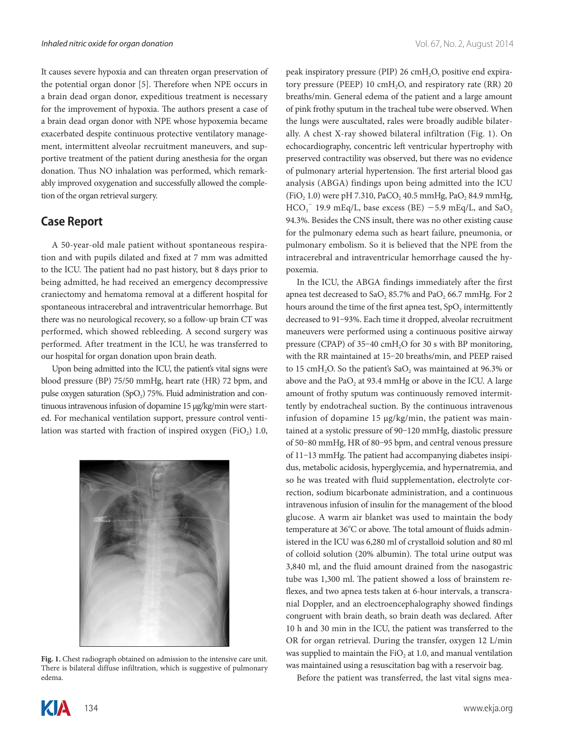It causes severe hypoxia and can threaten organ preservation of the potential organ donor [5]. Therefore when NPE occurs in a brain dead organ donor, expeditious treatment is necessary for the improvement of hypoxia. The authors present a case of a brain dead organ donor with NPE whose hypoxemia became exacerbated despite continuous protective ventilatory management, intermittent alveolar recruitment maneuvers, and supportive treatment of the patient during anesthesia for the organ donation. Thus NO inhalation was performed, which remarkably improved oxygenation and successfully allowed the completion of the organ retrieval surgery.

## Case Report

A 50-year-old male patient without spontaneous respiration and with pupils dilated and fixed at 7 mm was admitted to the ICU. The patient had no past history, but 8 days prior to being admitted, he had received an emergency decompressive craniectomy and hematoma removal at a different hospital for spontaneous intracerebral and intraventricular hemorrhage. But there was no neurological recovery, so a follow-up brain CT was performed, which showed rebleeding. A second surgery was performed. After treatment in the ICU, he was transferred to our hospital for organ donation upon brain death.

Upon being admitted into the ICU, the patient's vital signs were blood pressure (BP) 75/50 mmHg, heart rate (HR) 72 bpm, and pulse oxygen saturation ($SpO_2$) 75%. Fluid administration and continuous intravenous infusion of dopamine 15 μg/kg/min were started. For mechanical ventilation support, pressure control ventilation was started with fraction of inspired oxygen ($FiO_2$) 1.0, peak inspiratory pressure (PIP) 26 $cmH_2O$, positive end expiratory pressure (PEEP) 10 $cmH_2O$, and respiratory rate (RR) 20 breaths/min. General edema of the patient and a large amount of pink frothy sputum in the tracheal tube were observed. When the lungs were auscultated, rales were broadly audible bilaterally. A chest X-ray showed bilateral infiltration (Fig. 1). On echocardiography, concentric left ventricular hypertrophy with preserved contractility was observed, but there was no evidence of pulmonary arterial hypertension. The first arterial blood gas analysis (ABGA) findings upon being admitted into the ICU ($FiO_2$ 1.0) were pH 7.310, $PaCO_2$ 40.5 mmHg, $PaO_2$ 84.9 mmHg, $HCO_3^-$ 19.9 mEq/L, base excess (BE) −5.9 mEq/L, and $SaO_2$ 94.3%. Besides the CNS insult, there was no other existing cause for the pulmonary edema such as heart failure, pneumonia, or pulmonary embolism. So it is believed that the NPE from the intracerebral and intraventricular hemorrhage caused the hypoxemia.

Fig. 1. Chest radiograph obtained on admission to the intensive care unit. There is bilateral diffuse infiltration, which is suggestive of pulmonary edema.

In the ICU, the ABGA findings immediately after the first apnea test decreased to $SaO_2$ 85.7% and $PaO_2$ 66.7 mmHg. For 2 hours around the time of the first apnea test, $SpO_2$ intermittently decreased to 91–93%. Each time it dropped, alveolar recruitment maneuvers were performed using a continuous positive airway pressure (CPAP) of 35–40 $cmH_2O$ for 30 s with BP monitoring, with the RR maintained at 15–20 breaths/min, and PEEP raised to 15 $cmH_2O$. So the patient's $SaO_2$ was maintained at 96.3% or above and the $PaO_2$ at 93.4 mmHg or above in the ICU. A large amount of frothy sputum was continuously removed intermittently by endotracheal suction. By the continuous intravenous infusion of dopamine 15 μg/kg/min, the patient was maintained at a systolic pressure of 90–120 mmHg, diastolic pressure of 50–80 mmHg, HR of 80–95 bpm, and central venous pressure of 11–13 mmHg. The patient had accompanying diabetes insipidus, metabolic acidosis, hyperglycemia, and hypernatremia, and so he was treated with fluid supplementation, electrolyte correction, sodium bicarbonate administration, and a continuous intravenous infusion of insulin for the management of the blood glucose. A warm air blanket was used to maintain the body temperature at 36°C or above. The total amount of fluids administered in the ICU was 6,280 ml of crystalloid solution and 80 ml of colloid solution (20% albumin). The total urine output was 3,840 ml, and the fluid amount drained from the nasogastric tube was 1,300 ml. The patient showed a loss of brainstem reflexes, and two apnea tests taken at 6-hour intervals, a transcranial Doppler, and an electroencephalography showed findings congruent with brain death, so brain death was declared. After 10 h and 30 min in the ICU, the patient was transferred to the OR for organ retrieval. During the transfer, oxygen 12 L/min was supplied to maintain the $FiO_2$ at 1.0, and manual ventilation was maintained using a resuscitation bag with a reservoir bag.

Before the patient was transferred, the last vital signs mea-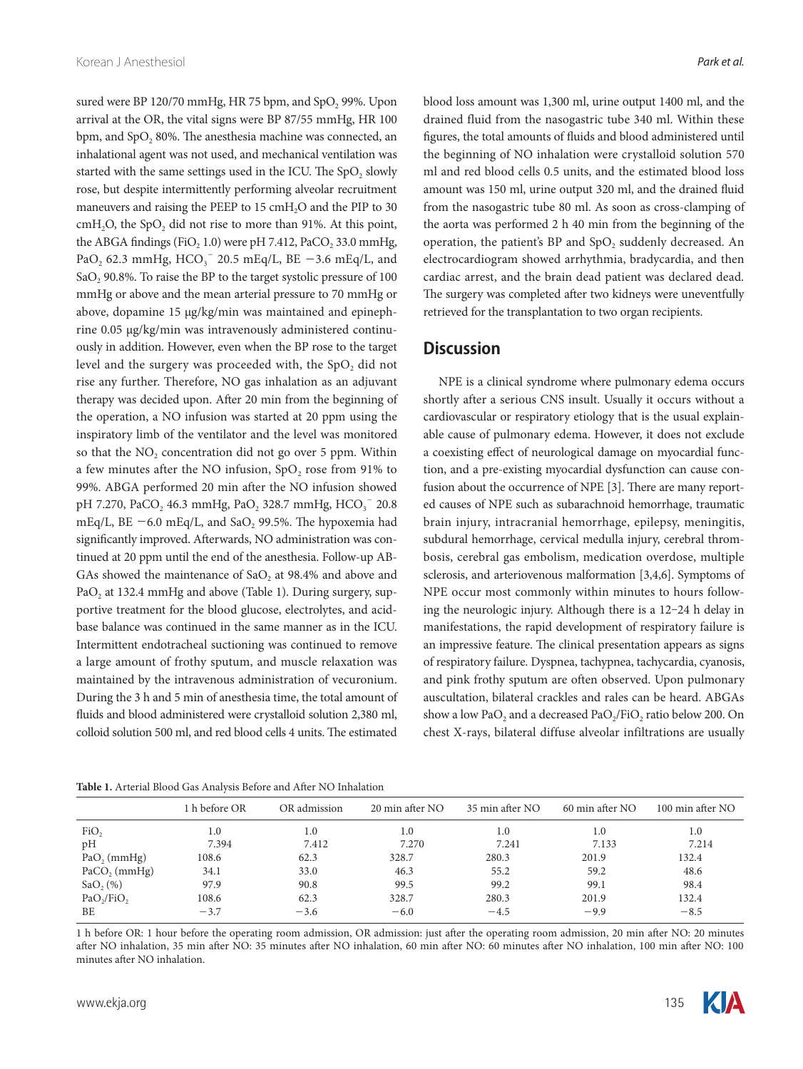sured were BP 120/70 mmHg, HR 75 bpm, and $SpO_2$ 99%. Upon arrival at the OR, the vital signs were BP 87/55 mmHg, HR 100 bpm, and $SpO_2$ 80%. The anesthesia machine was connected, an inhalational agent was not used, and mechanical ventilation was started with the same settings used in the ICU. The $SpO_2$ slowly rose, but despite intermittently performing alveolar recruitment maneuvers and raising the PEEP to 15 $cmH_2O$ and the PIP to 30 $cmH_2O$, the $SpO_2$ did not rise to more than 91%. At this point, the ABGA findings ($FiO_2$ 1.0) were pH 7.412, $PaCO_2$ 33.0 mmHg, $PaO_2$ 62.3 mmHg, $HCO_3^-$ 20.5 mEq/L, BE −3.6 mEq/L, and $SaO_2$ 90.8%. To raise the BP to the target systolic pressure of 100 mmHg or above and the mean arterial pressure to 70 mmHg or above, dopamine 15 μg/kg/min was maintained and epinephrine 0.05 μg/kg/min was intravenously administered continuously in addition. However, even when the BP rose to the target level and the surgery was proceeded with, the $SpO_2$ did not rise any further. Therefore, NO gas inhalation as an adjuvant therapy was decided upon. After 20 min from the beginning of the operation, a NO infusion was started at 20 ppm using the inspiratory limb of the ventilator and the level was monitored so that the $NO_2$ concentration did not go over 5 ppm. Within a few minutes after the NO infusion, $SpO_2$ rose from 91% to 99%. ABGA performed 20 min after the NO infusion showed pH 7.270, $PaCO_2$ 46.3 mmHg, $PaO_2$ 328.7 mmHg, $HCO_3^-$ 20.8 mEq/L, BE −6.0 mEq/L, and $SaO_2$ 99.5%. The hypoxemia had significantly improved. Afterwards, NO administration was continued at 20 ppm until the end of the anesthesia. Follow-up ABGAs showed the maintenance of $SaO_2$ at 98.4% and above and $PaO_2$ at 132.4 mmHg and above (Table 1). During surgery, supportive treatment for the blood glucose, electrolytes, and acid-base balance was continued in the same manner as in the ICU. Intermittent endotracheal suctioning was continued to remove a large amount of frothy sputum, and muscle relaxation was maintained by the intravenous administration of vecuronium. During the 3 h and 5 min of anesthesia time, the total amount of fluids and blood administered were crystalloid solution 2,380 ml, colloid solution 500 ml, and red blood cells 4 units. The estimated blood loss amount was 1,300 ml, urine output 1400 ml, and the drained fluid from the nasogastric tube 340 ml. Within these figures, the total amounts of fluids and blood administered until the beginning of NO inhalation were crystalloid solution 570 ml and red blood cells 0.5 units, and the estimated blood loss amount was 150 ml, urine output 320 ml, and the drained fluid from the nasogastric tube 80 ml. As soon as cross-clamping of the aorta was performed 2 h 40 min from the beginning of the operation, the patient's BP and $SpO_2$ suddenly decreased. An electrocardiogram showed arrhythmia, bradycardia, and then cardiac arrest, and the brain dead patient was declared dead. The surgery was completed after two kidneys were uneventfully retrieved for the transplantation to two organ recipients.

## Discussion

NPE is a clinical syndrome where pulmonary edema occurs shortly after a serious CNS insult. Usually it occurs without a cardiovascular or respiratory etiology that is the usual explainable cause of pulmonary edema. However, it does not exclude a coexisting effect of neurological damage on myocardial function, and a pre-existing myocardial dysfunction can cause confusion about the occurrence of NPE [3]. There are many reported causes of NPE such as subarachnoid hemorrhage, traumatic brain injury, intracranial hemorrhage, epilepsy, meningitis, subdural hemorrhage, cervical medulla injury, cerebral thrombosis, cerebral gas embolism, medication overdose, multiple sclerosis, and arteriovenous malformation [3,4,6]. Symptoms of NPE occur most commonly within minutes to hours following the neurologic injury. Although there is a 12–24 h delay in manifestations, the rapid development of respiratory failure is an impressive feature. The clinical presentation appears as signs of respiratory failure. Dyspnea, tachypnea, tachycardia, cyanosis, and pink frothy sputum are often observed. Upon pulmonary auscultation, bilateral crackles and rales can be heard. ABGAs show a low $PaO_2$ and a decreased $PaO_2/FiO_2$ ratio below 200. On chest X-rays, bilateral diffuse alveolar infiltrations are usually

**Table 1.** Arterial Blood Gas Analysis Before and After NO Inhalation

| | 1 h before OR | OR admission | 20 min after NO | 35 min after NO | 60 min after NO | 100 min after NO |
|---|---|---|---|---|---|---|
| $FiO_2$ | 1.0 | 1.0 | 1.0 | 1.0 | 1.0 | 1.0 |
| pH | 7.394 | 7.412 | 7.270 | 7.241 | 7.133 | 7.214 |
| $PaO_2$ (mmHg) | 108.6 | 62.3 | 328.7 | 280.3 | 201.9 | 132.4 |
| $PaCO_2$ (mmHg) | 34.1 | 33.0 | 46.3 | 55.2 | 59.2 | 48.6 |
| $SaO_2$ (%) | 97.9 | 90.8 | 99.5 | 99.2 | 99.1 | 98.4 |
| $PaO_2/FiO_2$ | 108.6 | 62.3 | 328.7 | 280.3 | 201.9 | 132.4 |
| BE | −3.7 | −3.6 | −6.0 | −4.5 | −9.9 | −8.5 |

1 h before OR: 1 hour before the operating room admission, OR admission: just after the operating room admission, 20 min after NO: 20 minutes after NO inhalation, 35 min after NO: 35 minutes after NO inhalation, 60 min after NO: 60 minutes after NO inhalation, 100 min after NO: 100 minutes after NO inhalation.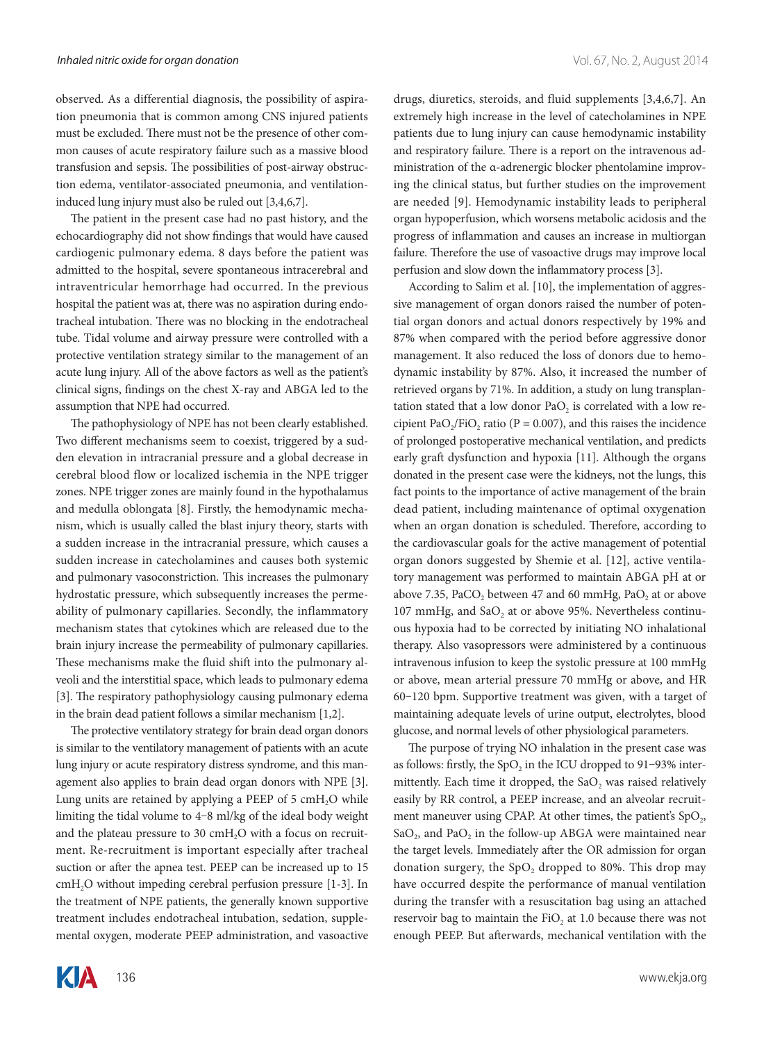observed. As a differential diagnosis, the possibility of aspiration pneumonia that is common among CNS injured patients must be excluded. There must not be the presence of other common causes of acute respiratory failure such as a massive blood transfusion and sepsis. The possibilities of post-airway obstruction edema, ventilator-associated pneumonia, and ventilation-induced lung injury must also be ruled out [3,4,6,7].

The patient in the present case had no past history, and the echocardiography did not show findings that would have caused cardiogenic pulmonary edema. 8 days before the patient was admitted to the hospital, severe spontaneous intracerebral and intraventricular hemorrhage had occurred. In the previous hospital the patient was at, there was no aspiration during endotracheal intubation. There was no blocking in the endotracheal tube. Tidal volume and airway pressure were controlled with a protective ventilation strategy similar to the management of an acute lung injury. All of the above factors as well as the patient's clinical signs, findings on the chest X-ray and ABGA led to the assumption that NPE had occurred.

The pathophysiology of NPE has not been clearly established. Two different mechanisms seem to coexist, triggered by a sudden elevation in intracranial pressure and a global decrease in cerebral blood flow or localized ischemia in the NPE trigger zones. NPE trigger zones are mainly found in the hypothalamus and medulla oblongata [8]. Firstly, the hemodynamic mechanism, which is usually called the blast injury theory, starts with a sudden increase in the intracranial pressure, which causes a sudden increase in catecholamines and causes both systemic and pulmonary vasoconstriction. This increases the pulmonary hydrostatic pressure, which subsequently increases the permeability of pulmonary capillaries. Secondly, the inflammatory mechanism states that cytokines which are released due to the brain injury increase the permeability of pulmonary capillaries. These mechanisms make the fluid shift into the pulmonary alveoli and the interstitial space, which leads to pulmonary edema [3]. The respiratory pathophysiology causing pulmonary edema in the brain dead patient follows a similar mechanism [1,2].

The protective ventilatory strategy for brain dead organ donors is similar to the ventilatory management of patients with an acute lung injury or acute respiratory distress syndrome, and this management also applies to brain dead organ donors with NPE [3]. Lung units are retained by applying a PEEP of 5 $cmH_2O$ while limiting the tidal volume to 4–8 ml/kg of the ideal body weight and the plateau pressure to 30 $cmH_2O$ with a focus on recruitment. Re-recruitment is important especially after tracheal suction or after the apnea test. PEEP can be increased up to 15 $cmH_2O$ without impeding cerebral perfusion pressure [1-3]. In the treatment of NPE patients, the generally known supportive treatment includes endotracheal intubation, sedation, supplemental oxygen, moderate PEEP administration, and vasoactive drugs, diuretics, steroids, and fluid supplements [3,4,6,7]. An extremely high increase in the level of catecholamines in NPE patients due to lung injury can cause hemodynamic instability and respiratory failure. There is a report on the intravenous administration of the α-adrenergic blocker phentolamine improving the clinical status, but further studies on the improvement are needed [9]. Hemodynamic instability leads to peripheral organ hypoperfusion, which worsens metabolic acidosis and the progress of inflammation and causes an increase in multiorgan failure. Therefore the use of vasoactive drugs may improve local perfusion and slow down the inflammatory process [3].

According to Salim et al. [10], the implementation of aggressive management of organ donors raised the number of potential organ donors and actual donors respectively by 19% and 87% when compared with the period before aggressive donor management. It also reduced the loss of donors due to hemodynamic instability by 87%. Also, it increased the number of retrieved organs by 71%. In addition, a study on lung transplantation stated that a low donor $PaO_2$ is correlated with a low recipient $PaO_2/FiO_2$ ratio ($P = 0.007$), and this raises the incidence of prolonged postoperative mechanical ventilation, and predicts early graft dysfunction and hypoxia [11]. Although the organs donated in the present case were the kidneys, not the lungs, this fact points to the importance of active management of the brain dead patient, including maintenance of optimal oxygenation when an organ donation is scheduled. Therefore, according to the cardiovascular goals for the active management of potential organ donors suggested by Shemie et al. [12], active ventilatory management was performed to maintain ABGA pH at or above 7.35, $PaCO_2$ between 47 and 60 mmHg, $PaO_2$ at or above 107 mmHg, and $SaO_2$ at or above 95%. Nevertheless continuous hypoxia had to be corrected by initiating NO inhalational therapy. Also vasopressors were administered by a continuous intravenous infusion to keep the systolic pressure at 100 mmHg or above, mean arterial pressure 70 mmHg or above, and HR 60–120 bpm. Supportive treatment was given, with a target of maintaining adequate levels of urine output, electrolytes, blood glucose, and normal levels of other physiological parameters.

The purpose of trying NO inhalation in the present case was as follows: firstly, the $SpO_2$ in the ICU dropped to 91–93% intermittently. Each time it dropped, the $SaO_2$ was raised relatively easily by RR control, a PEEP increase, and an alveolar recruitment maneuver using CPAP. At other times, the patient's $SpO_2$, $SaO_2$, and $PaO_2$ in the follow-up ABGA were maintained near the target levels. Immediately after the OR admission for organ donation surgery, the $SpO_2$ dropped to 80%. This drop may have occurred despite the performance of manual ventilation during the transfer with a resuscitation bag using an attached reservoir bag to maintain the $FiO_2$ at 1.0 because there was not enough PEEP. But afterwards, mechanical ventilation with the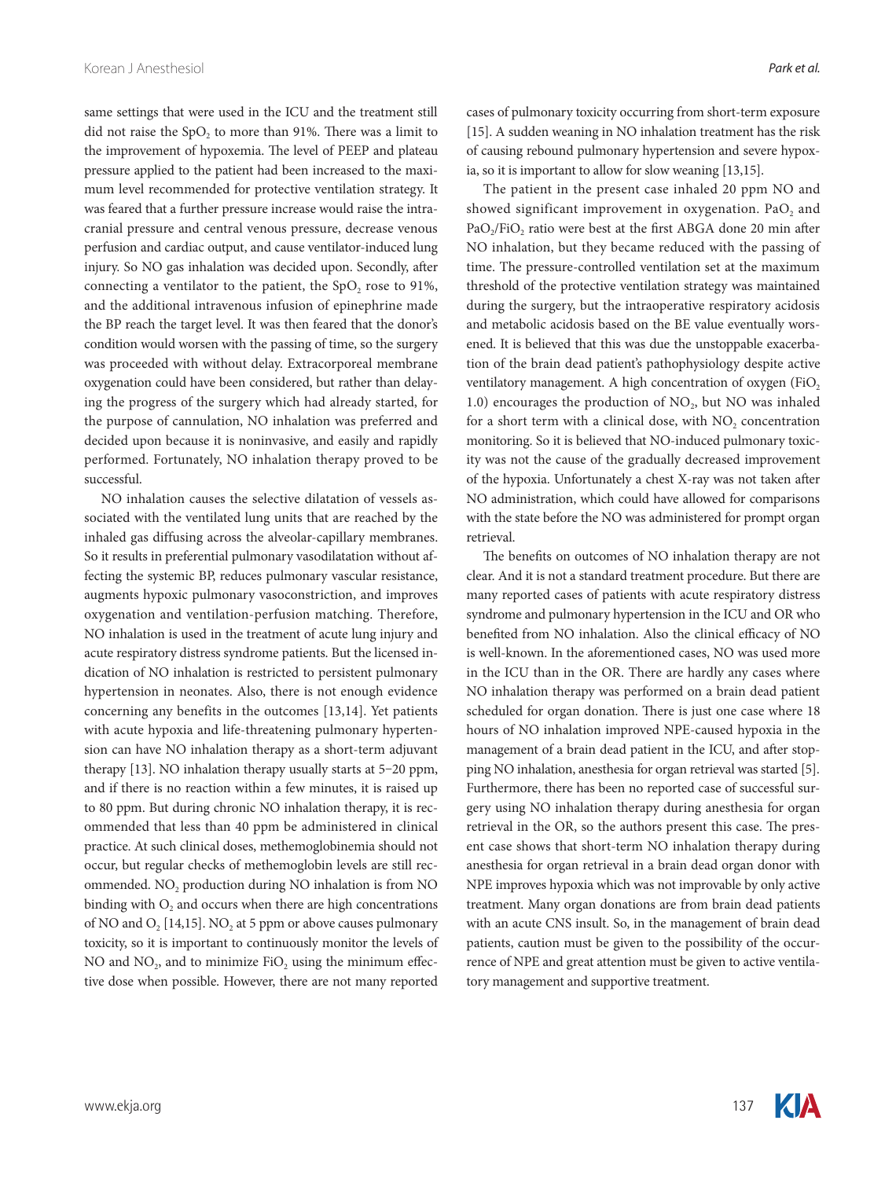same settings that were used in the ICU and the treatment still did not raise the $SpO_2$ to more than 91%. There was a limit to the improvement of hypoxemia. The level of PEEP and plateau pressure applied to the patient had been increased to the maximum level recommended for protective ventilation strategy. It was feared that a further pressure increase would raise the intracranial pressure and central venous pressure, decrease venous perfusion and cardiac output, and cause ventilator-induced lung injury. So NO gas inhalation was decided upon. Secondly, after connecting a ventilator to the patient, the $SpO_2$ rose to 91%, and the additional intravenous infusion of epinephrine made the BP reach the target level. It was then feared that the donor's condition would worsen with the passing of time, so the surgery was proceeded with without delay. Extracorporeal membrane oxygenation could have been considered, but rather than delaying the progress of the surgery which had already started, for the purpose of cannulation, NO inhalation was preferred and decided upon because it is noninvasive, and easily and rapidly performed. Fortunately, NO inhalation therapy proved to be successful.

NO inhalation causes the selective dilatation of vessels associated with the ventilated lung units that are reached by the inhaled gas diffusing across the alveolar-capillary membranes. So it results in preferential pulmonary vasodilatation without affecting the systemic BP, reduces pulmonary vascular resistance, augments hypoxic pulmonary vasoconstriction, and improves oxygenation and ventilation-perfusion matching. Therefore, NO inhalation is used in the treatment of acute lung injury and acute respiratory distress syndrome patients. But the licensed indication of NO inhalation is restricted to persistent pulmonary hypertension in neonates. Also, there is not enough evidence concerning any benefits in the outcomes [13,14]. Yet patients with acute hypoxia and life-threatening pulmonary hypertension can have NO inhalation therapy as a short-term adjuvant therapy [13]. NO inhalation therapy usually starts at 5–20 ppm, and if there is no reaction within a few minutes, it is raised up to 80 ppm. But during chronic NO inhalation therapy, it is recommended that less than 40 ppm be administered in clinical practice. At such clinical doses, methemoglobinemia should not occur, but regular checks of methemoglobin levels are still recommended. $NO_2$ production during NO inhalation is from NO binding with $O_2$ and occurs when there are high concentrations of NO and $O_2$ [14,15]. $NO_2$ at 5 ppm or above causes pulmonary toxicity, so it is important to continuously monitor the levels of NO and $NO_2$, and to minimize $FiO_2$ using the minimum effective dose when possible. However, there are not many reported cases of pulmonary toxicity occurring from short-term exposure [15]. A sudden weaning in NO inhalation treatment has the risk of causing rebound pulmonary hypertension and severe hypoxia, so it is important to allow for slow weaning [13,15].

The patient in the present case inhaled 20 ppm NO and showed significant improvement in oxygenation. $PaO_2$ and $PaO_2/FiO_2$ ratio were best at the first ABGA done 20 min after NO inhalation, but they became reduced with the passing of time. The pressure-controlled ventilation set at the maximum threshold of the protective ventilation strategy was maintained during the surgery, but the intraoperative respiratory acidosis and metabolic acidosis based on the BE value eventually worsened. It is believed that this was due the unstoppable exacerbation of the brain dead patient's pathophysiology despite active ventilatory management. A high concentration of oxygen ($FiO_2$ 1.0) encourages the production of $NO_2$, but NO was inhaled for a short term with a clinical dose, with $NO_2$ concentration monitoring. So it is believed that NO-induced pulmonary toxicity was not the cause of the gradually decreased improvement of the hypoxia. Unfortunately a chest X-ray was not taken after NO administration, which could have allowed for comparisons with the state before the NO was administered for prompt organ retrieval.

The benefits on outcomes of NO inhalation therapy are not clear. And it is not a standard treatment procedure. But there are many reported cases of patients with acute respiratory distress syndrome and pulmonary hypertension in the ICU and OR who benefited from NO inhalation. Also the clinical efficacy of NO is well-known. In the aforementioned cases, NO was used more in the ICU than in the OR. There are hardly any cases where NO inhalation therapy was performed on a brain dead patient scheduled for organ donation. There is just one case where 18 hours of NO inhalation improved NPE-caused hypoxia in the management of a brain dead patient in the ICU, and after stopping NO inhalation, anesthesia for organ retrieval was started [5]. Furthermore, there has been no reported case of successful surgery using NO inhalation therapy during anesthesia for organ retrieval in the OR, so the authors present this case. The present case shows that short-term NO inhalation therapy during anesthesia for organ retrieval in a brain dead organ donor with NPE improves hypoxia which was not improvable by only active treatment. Many organ donations are from brain dead patients with an acute CNS insult. So, in the management of brain dead patients, caution must be given to the possibility of the occurrence of NPE and great attention must be given to active ventilatory management and supportive treatment.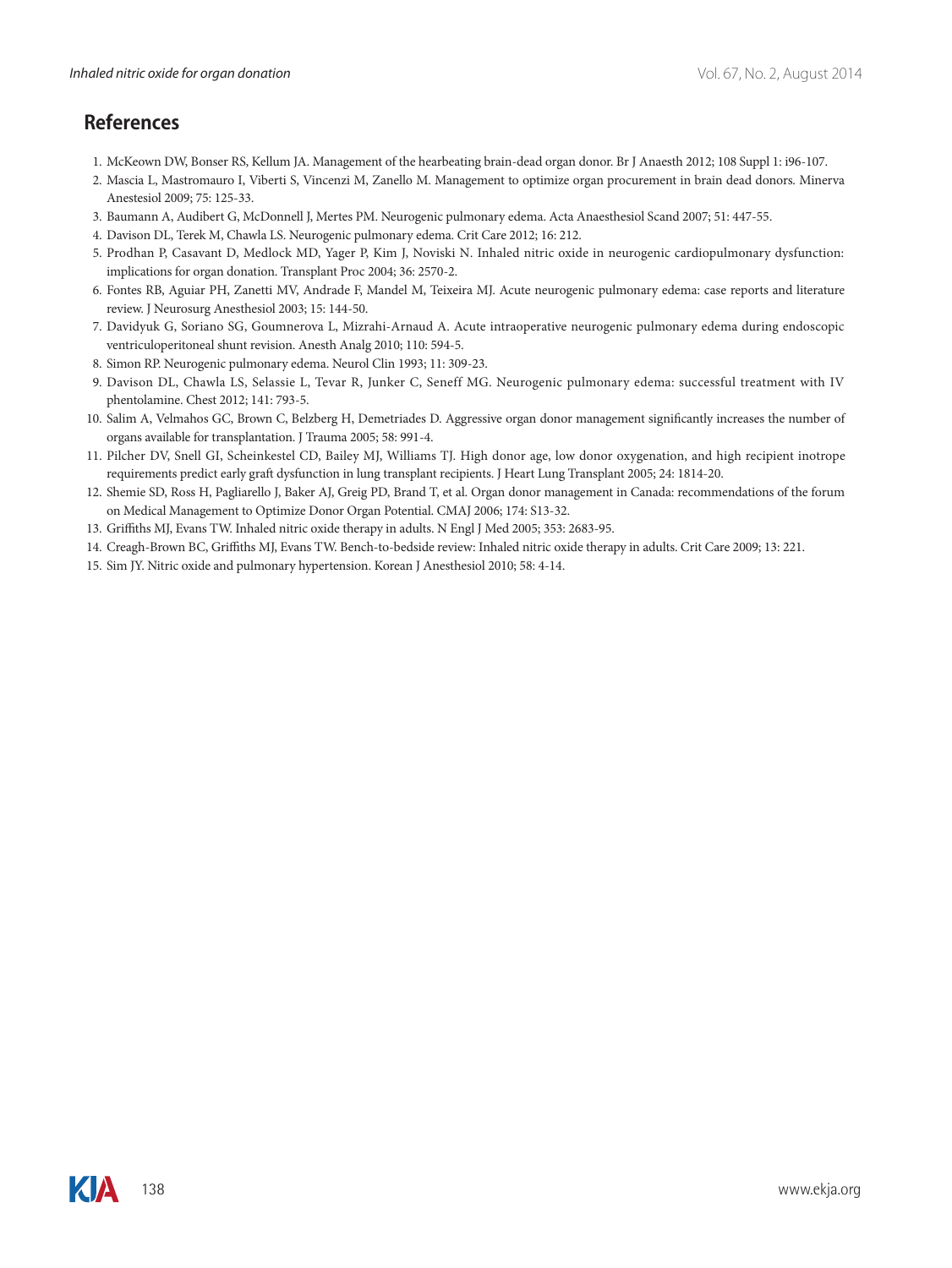## References

1. McKeown DW, Bonser RS, Kellum JA. Management of the hearbeating brain-dead organ donor. Br J Anaesth 2012; 108 Suppl 1: i96-107.
2. Mascia L, Mastromauro I, Viberti S, Vincenzi M, Zanello M. Management to optimize organ procurement in brain dead donors. Minerva Anestesiol 2009; 75: 125-33.
3. Baumann A, Audibert G, McDonnell J, Mertes PM. Neurogenic pulmonary edema. Acta Anaesthesiol Scand 2007; 51: 447-55.
4. Davison DL, Terek M, Chawla LS. Neurogenic pulmonary edema. Crit Care 2012; 16: 212.
5. Prodhan P, Casavant D, Medlock MD, Yager P, Kim J, Noviski N. Inhaled nitric oxide in neurogenic cardiopulmonary dysfunction: implications for organ donation. Transplant Proc 2004; 36: 2570-2.
6. Fontes RB, Aguiar PH, Zanetti MV, Andrade F, Mandel M, Teixeira MJ. Acute neurogenic pulmonary edema: case reports and literature review. J Neurosurg Anesthesiol 2003; 15: 144-50.
7. Davidyuk G, Soriano SG, Goumnerova L, Mizrahi-Arnaud A. Acute intraoperative neurogenic pulmonary edema during endoscopic ventriculoperitoneal shunt revision. Anesth Analg 2010; 110: 594-5.
8. Simon RP. Neurogenic pulmonary edema. Neurol Clin 1993; 11: 309-23.
9. Davison DL, Chawla LS, Selassie L, Tevar R, Junker C, Seneff MG. Neurogenic pulmonary edema: successful treatment with IV phentolamine. Chest 2012; 141: 793-5.
10. Salim A, Velmahos GC, Brown C, Belzberg H, Demetriades D. Aggressive organ donor management significantly increases the number of organs available for transplantation. J Trauma 2005; 58: 991-4.
11. Pilcher DV, Snell GI, Scheinkestel CD, Bailey MJ, Williams TJ. High donor age, low donor oxygenation, and high recipient inotrope requirements predict early graft dysfunction in lung transplant recipients. J Heart Lung Transplant 2005; 24: 1814-20.
12. Shemie SD, Ross H, Pagliarello J, Baker AJ, Greig PD, Brand T, et al. Organ donor management in Canada: recommendations of the forum on Medical Management to Optimize Donor Organ Potential. CMAJ 2006; 174: S13-32.
13. Griffiths MJ, Evans TW. Inhaled nitric oxide therapy in adults. N Engl J Med 2005; 353: 2683-95.
14. Creagh-Brown BC, Griffiths MJ, Evans TW. Bench-to-bedside review: Inhaled nitric oxide therapy in adults. Crit Care 2009; 13: 221.
15. Sim JY. Nitric oxide and pulmonary hypertension. Korean J Anesthesiol 2010; 58: 4-14.